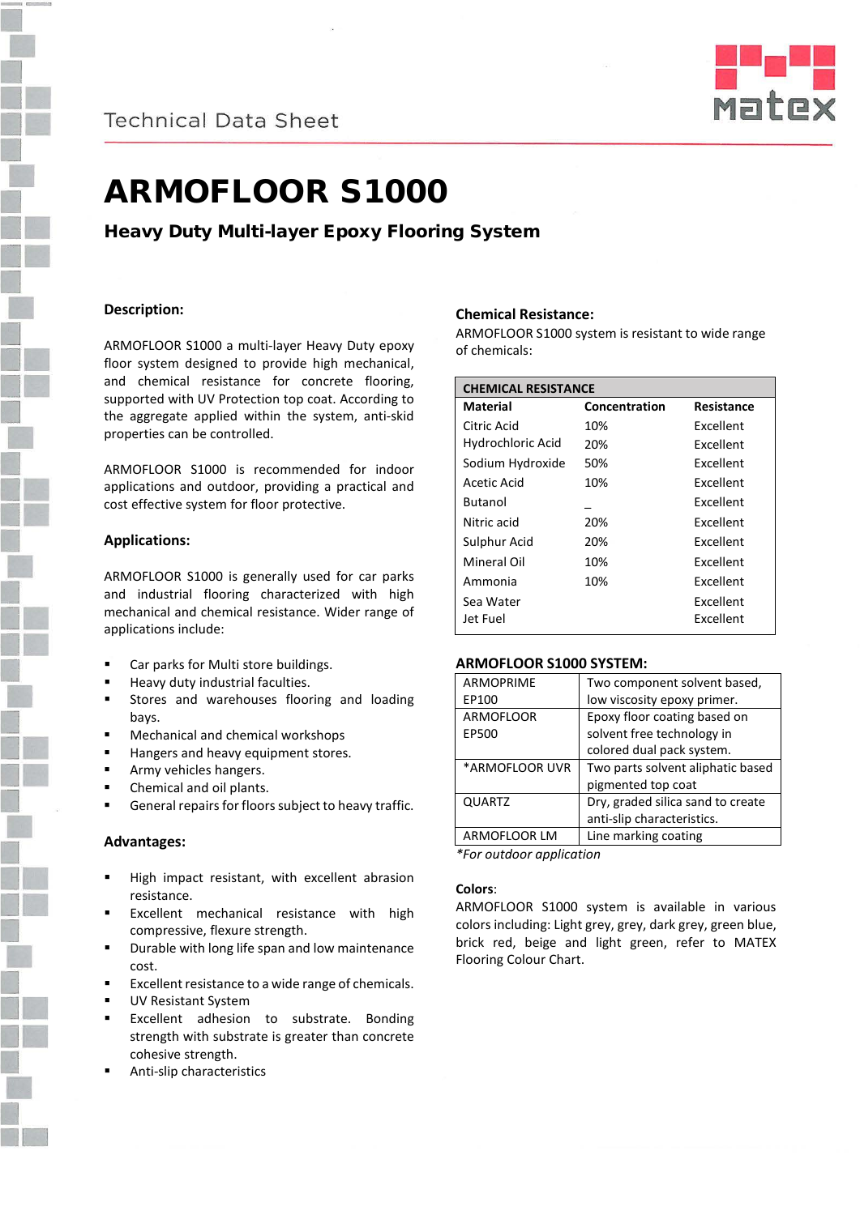Technical Data Sheet

# ARMOFLOOR S1000

## Heavy Duty Multi-layer Epoxy Flooring System

### Description:

ARMOFLOOR S1000 a multi-layer Heavy Duty epoxy floor system designed to provide high mechanical, and chemical resistance for concrete flooring, supported with UV Protection top coat. According to the aggregate applied within the system, anti-skid properties can be controlled.

ARMOFLOOR S1000 is recommended for indoor applications and outdoor, providing a practical and cost effective system for floor protective.

### Applications:

ARMOFLOOR S1000 is generally used for car parks and industrial flooring characterized with high mechanical and chemical resistance. Wider range of applications include:

- Car parks for Multi store buildings.
- Heavy duty industrial faculties.
- Stores and warehouses flooring and loading bays.
- Mechanical and chemical workshops
- Hangers and heavy equipment stores.
- Army vehicles hangers.
- Chemical and oil plants.
- General repairs for floors subject to heavy traffic.

### Advantages:

- High impact resistant, with excellent abrasion resistance.
- Excellent mechanical resistance with high compressive, flexure strength.
- Durable with long life span and low maintenance cost.
- Excellent resistance to a wide range of chemicals.
- UV Resistant System
- Excellent adhesion to substrate. Bonding strength with substrate is greater than concrete cohesive strength.
- Anti-slip characteristics

### Chemical Resistance:

ARMOFLOOR S1000 system is resistant to wide range of chemicals:

| CHEMICAL RESISTANCE | | |
|---|---|---|
| **Material** | **Concentration** | **Resistance** |
| Citric Acid | 10% | Excellent |
| Hydrochloric Acid | 20% | Excellent |
| Sodium Hydroxide | 50% | Excellent |
| Acetic Acid | 10% | Excellent |
| Butanol | _ | Excellent |
| Nitric acid | 20% | Excellent |
| Sulphur Acid | 20% | Excellent |
| Mineral Oil | 10% | Excellent |
| Ammonia | 10% | Excellent |
| Sea Water | | Excellent |
| Jet Fuel | | Excellent |

### ARMOFLOOR S1000 SYSTEM:

| | |
|---|---|
| ARMOPRIME EP100 | Two component solvent based, low viscosity epoxy primer. |
| ARMOFLOOR EP500 | Epoxy floor coating based on solvent free technology in colored dual pack system. |
| *ARMOFLOOR UVR | Two parts solvent aliphatic based pigmented top coat |
| QUARTZ | Dry, graded silica sand to create anti-slip characteristics. |
| ARMOFLOOR LM | Line marking coating |

*\*For outdoor application*

**Colors**:

ARMOFLOOR S1000 system is available in various colors including: Light grey, grey, dark grey, green blue, brick red, beige and light green, refer to MATEX Flooring Colour Chart.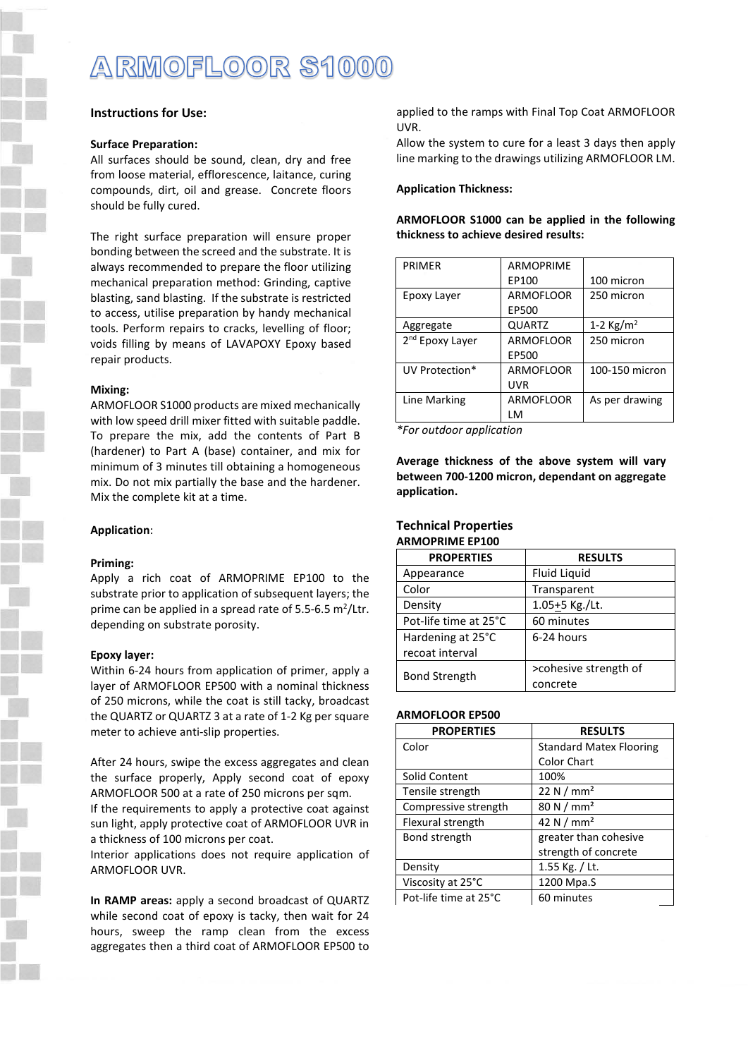# ARMOFLOOR S1000

## Instructions for Use:

**Surface Preparation:**

All surfaces should be sound, clean, dry and free from loose material, efflorescence, laitance, curing compounds, dirt, oil and grease. Concrete floors should be fully cured.

The right surface preparation will ensure proper bonding between the screed and the substrate. It is always recommended to prepare the floor utilizing mechanical preparation method: Grinding, captive blasting, sand blasting. If the substrate is restricted to access, utilise preparation by handy mechanical tools. Perform repairs to cracks, levelling of floor; voids filling by means of LAVAPOXY Epoxy based repair products.

**Mixing:**

ARMOFLOOR S1000 products are mixed mechanically with low speed drill mixer fitted with suitable paddle. To prepare the mix, add the contents of Part B (hardener) to Part A (base) container, and mix for minimum of 3 minutes till obtaining a homogeneous mix. Do not mix partially the base and the hardener. Mix the complete kit at a time.

**Application**:

**Priming:**

Apply a rich coat of ARMOPRIME EP100 to the substrate prior to application of subsequent layers; the prime can be applied in a spread rate of 5.5-6.5 m$^2$/Ltr. depending on substrate porosity.

**Epoxy layer:**

Within 6-24 hours from application of primer, apply a layer of ARMOFLOOR EP500 with a nominal thickness of 250 microns, while the coat is still tacky, broadcast the QUARTZ or QUARTZ 3 at a rate of 1-2 Kg per square meter to achieve anti-slip properties.

After 24 hours, swipe the excess aggregates and clean the surface properly, Apply second coat of epoxy ARMOFLOOR 500 at a rate of 250 microns per sqm.
If the requirements to apply a protective coat against sun light, apply protective coat of ARMOFLOOR UVR in a thickness of 100 microns per coat.
Interior applications does not require application of ARMOFLOOR UVR.

**In RAMP areas:** apply a second broadcast of QUARTZ while second coat of epoxy is tacky, then wait for 24 hours, sweep the ramp clean from the excess aggregates then a third coat of ARMOFLOOR EP500 to applied to the ramps with Final Top Coat ARMOFLOOR UVR.
Allow the system to cure for a least 3 days then apply line marking to the drawings utilizing ARMOFLOOR LM.

**Application Thickness:**

**ARMOFLOOR S1000 can be applied in the following thickness to achieve desired results:**

| | | |
|---|---|---|
| PRIMER | ARMOPRIME EP100 | 100 micron |
| Epoxy Layer | ARMOFLOOR EP500 | 250 micron |
| Aggregate | QUARTZ | 1-2 Kg/m$^2$ |
| 2nd Epoxy Layer | ARMOFLOOR EP500 | 250 micron |
| UV Protection* | ARMOFLOOR UVR | 100-150 micron |
| Line Marking | ARMOFLOOR LM | As per drawing |

*For outdoor application*

**Average thickness of the above system will vary between 700-1200 micron, dependant on aggregate application.**

## Technical Properties

**ARMOPRIME EP100**

| PROPERTIES | RESULTS |
|---|---|
| Appearance | Fluid Liquid |
| Color | Transparent |
| Density | 1.05±5 Kg./Lt. |
| Pot-life time at 25°C | 60 minutes |
| Hardening at 25°C recoat interval | 6-24 hours |
| Bond Strength | >cohesive strength of concrete |

**ARMOFLOOR EP500**

| PROPERTIES | RESULTS |
|---|---|
| Color | Standard Matex Flooring Color Chart |
| Solid Content | 100% |
| Tensile strength | 22 N / mm² |
| Compressive strength | 80 N / mm² |
| Flexural strength | 42 N / mm² |
| Bond strength | greater than cohesive strength of concrete |
| Density | 1.55 Kg. / Lt. |
| Viscosity at 25°C | 1200 Mpa.S |
| Pot-life time at 25°C | 60 minutes |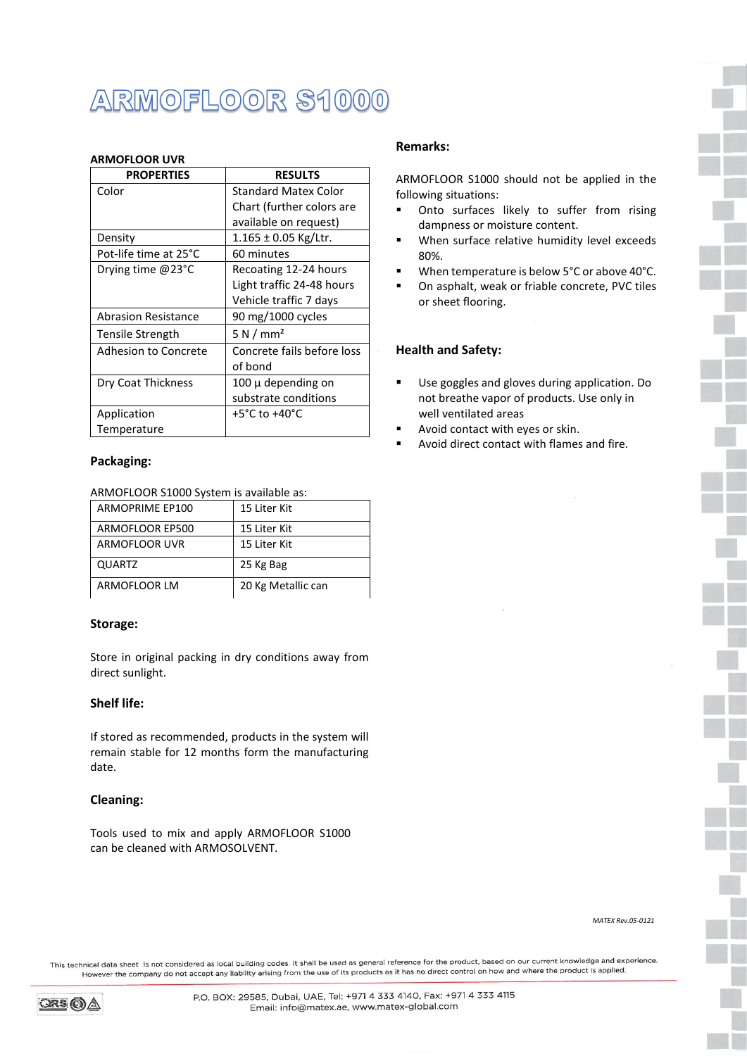# ARMOFLOOR S1000

**ARMOFLOOR UVR**

| PROPERTIES | RESULTS |
|---|---|
| Color | Standard Matex Color Chart (further colors are available on request) |
| Density | 1.165 ± 0.05 Kg/Ltr. |
| Pot-life time at 25°C | 60 minutes |
| Drying time @23°C | Recoating 12-24 hours<br>Light traffic 24-48 hours<br>Vehicle traffic 7 days |
| Abrasion Resistance | 90 mg/1000 cycles |
| Tensile Strength | 5 N / mm² |
| Adhesion to Concrete | Concrete fails before loss of bond |
| Dry Coat Thickness | 100 µ depending on substrate conditions |
| Application Temperature | +5°C to +40°C |

## Packaging:

ARMOFLOOR S1000 System is available as:

| | |
|---|---|
| ARMOPRIME EP100 | 15 Liter Kit |
| ARMOFLOOR EP500 | 15 Liter Kit |
| ARMOFLOOR UVR | 15 Liter Kit |
| QUARTZ | 25 Kg Bag |
| ARMOFLOOR LM | 20 Kg Metallic can |

## Storage:

Store in original packing in dry conditions away from direct sunlight.

## Shelf life:

If stored as recommended, products in the system will remain stable for 12 months form the manufacturing date.

## Cleaning:

Tools used to mix and apply ARMOFLOOR S1000 can be cleaned with ARMOSOLVENT.

## Remarks:

ARMOFLOOR S1000 should not be applied in the following situations:

- Onto surfaces likely to suffer from rising dampness or moisture content.
- When surface relative humidity level exceeds 80%.
- When temperature is below 5°C or above 40°C.
- On asphalt, weak or friable concrete, PVC tiles or sheet flooring.

## Health and Safety:

- Use goggles and gloves during application. Do not breathe vapor of products. Use only in well ventilated areas
- Avoid contact with eyes or skin.
- Avoid direct contact with flames and fire.

*MATEX Rev.05-0121*

This technical data sheet is not considered as local building codes. It shall be used as general reference for the product, based on our current knowledge and experience. However the company do not accept any liability arising from the use of its products as it has no direct control on how and where the product is applied.

P.O. BOX: 29585, Dubai, UAE, Tel: +971 4 333 4140, Fax: +971 4 333 4115
Email: info@matex.ae, www.matex-global.com